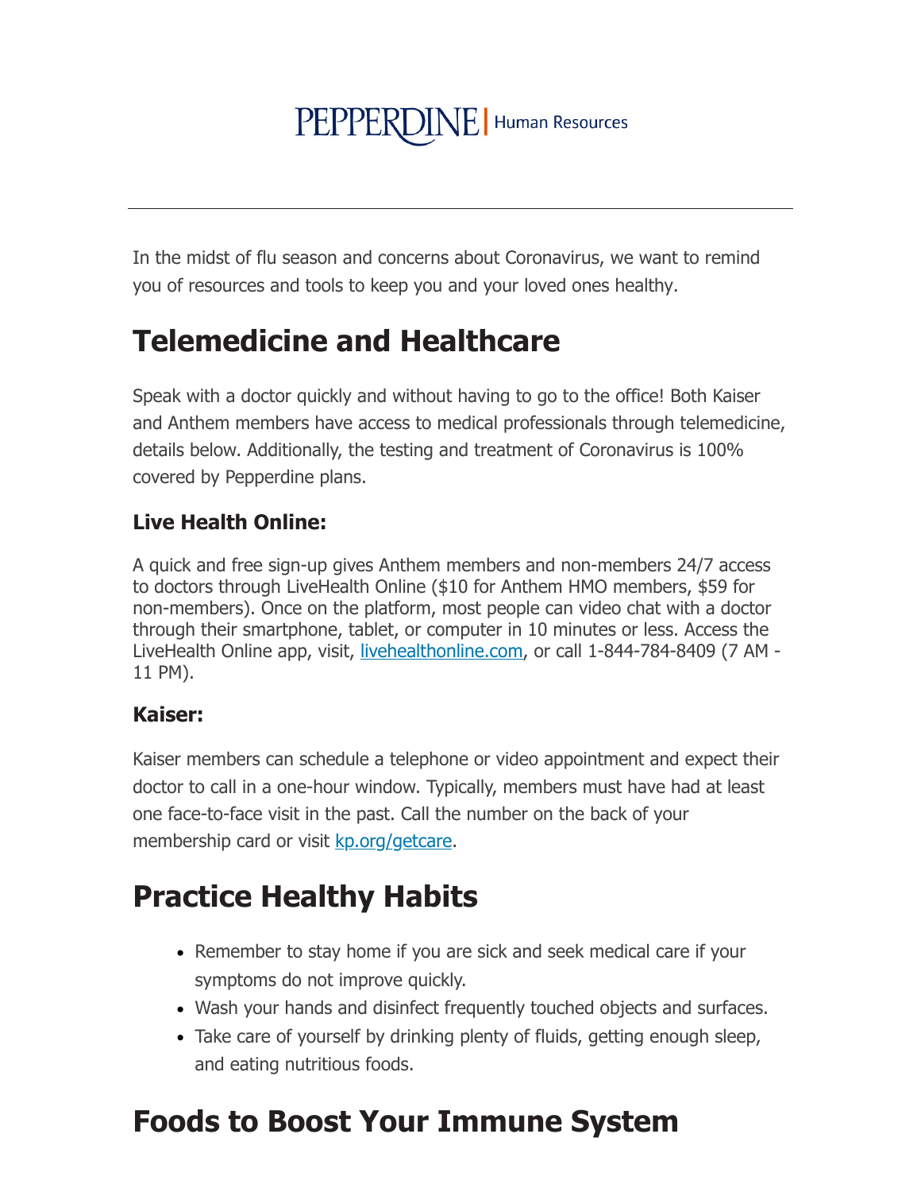PEPPERDINE | Human Resources

---

In the midst of flu season and concerns about Coronavirus, we want to remind you of resources and tools to keep you and your loved ones healthy.

# Telemedicine and Healthcare

Speak with a doctor quickly and without having to go to the office! Both Kaiser and Anthem members have access to medical professionals through telemedicine, details below. Additionally, the testing and treatment of Coronavirus is 100% covered by Pepperdine plans.

### Live Health Online:

A quick and free sign-up gives Anthem members and non-members 24/7 access to doctors through LiveHealth Online ($10 for Anthem HMO members, $59 for non-members). Once on the platform, most people can video chat with a doctor through their smartphone, tablet, or computer in 10 minutes or less. Access the LiveHealth Online app, visit, [livehealthonline.com](livehealthonline.com), or call 1-844-784-8409 (7 AM - 11 PM).

### Kaiser:

Kaiser members can schedule a telephone or video appointment and expect their doctor to call in a one-hour window. Typically, members must have had at least one face-to-face visit in the past. Call the number on the back of your membership card or visit [kp.org/getcare](kp.org/getcare).

# Practice Healthy Habits

- Remember to stay home if you are sick and seek medical care if your symptoms do not improve quickly.
- Wash your hands and disinfect frequently touched objects and surfaces.
- Take care of yourself by drinking plenty of fluids, getting enough sleep, and eating nutritious foods.

# Foods to Boost Your Immune System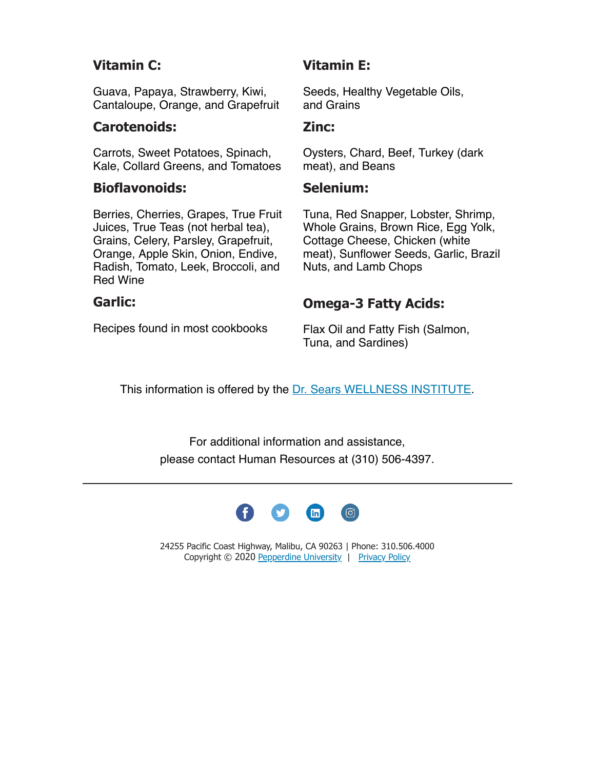### Vitamin C:

Guava, Papaya, Strawberry, Kiwi, Cantaloupe, Orange, and Grapefruit

### Carotenoids:

Carrots, Sweet Potatoes, Spinach, Kale, Collard Greens, and Tomatoes

### Bioflavonoids:

Berries, Cherries, Grapes, True Fruit Juices, True Teas (not herbal tea), Grains, Celery, Parsley, Grapefruit, Orange, Apple Skin, Onion, Endive, Radish, Tomato, Leek, Broccoli, and Red Wine

### Garlic:

Recipes found in most cookbooks

### Vitamin E:

Seeds, Healthy Vegetable Oils, and Grains

### Zinc:

Oysters, Chard, Beef, Turkey (dark meat), and Beans

### Selenium:

Tuna, Red Snapper, Lobster, Shrimp, Whole Grains, Brown Rice, Egg Yolk, Cottage Cheese, Chicken (white meat), Sunflower Seeds, Garlic, Brazil Nuts, and Lamb Chops

### Omega-3 Fatty Acids:

Flax Oil and Fatty Fish (Salmon, Tuna, and Sardines)

This information is offered by the Dr. Sears WELLNESS INSTITUTE.

For additional information and assistance,
please contact Human Resources at (310) 506-4397.

---

24255 Pacific Coast Highway, Malibu, CA 90263 | Phone: 310.506.4000
Copyright © 2020 Pepperdine University | Privacy Policy